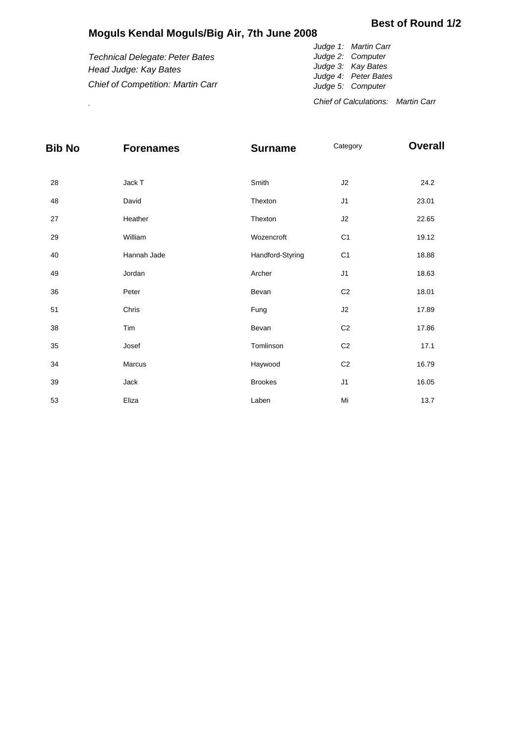**Best of Round 1/2**

# Moguls Kendal Moguls/Big Air, 7th June 2008

*Technical Delegate: Peter Bates*
*Head Judge: Kay Bates*
*Chief of Competition: Martin Carr*

*Judge 1: Martin Carr*
*Judge 2: Computer*
*Judge 3: Kay Bates*
*Judge 4: Peter Bates*
*Judge 5: Computer*

*Chief of Calculations: Martin Carr*

.

| Bib No | Forenames | Surname | Category | Overall |
|---|---|---|---|---|
| 28 | Jack T | Smith | J2 | 24.2 |
| 48 | David | Thexton | J1 | 23.01 |
| 27 | Heather | Thexton | J2 | 22.65 |
| 29 | William | Wozencroft | C1 | 19.12 |
| 40 | Hannah Jade | Handford-Styring | C1 | 18.88 |
| 49 | Jordan | Archer | J1 | 18.63 |
| 36 | Peter | Bevan | C2 | 18.01 |
| 51 | Chris | Fung | J2 | 17.89 |
| 38 | Tim | Bevan | C2 | 17.86 |
| 35 | Josef | Tomlinson | C2 | 17.1 |
| 34 | Marcus | Haywood | C2 | 16.79 |
| 39 | Jack | Brookes | J1 | 16.05 |
| 53 | Eliza | Laben | Mi | 13.7 |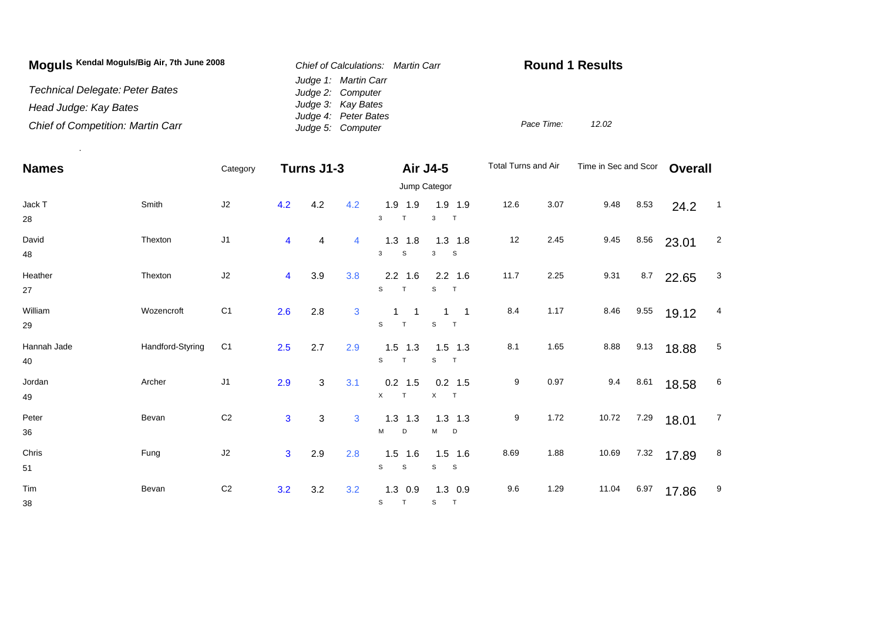# Moguls Kendal Moguls/Big Air, 7th June 2008

*Technical Delegate: Peter Bates*

*Head Judge: Kay Bates*

*Chief of Competition: Martin Carr*

*Chief of Calculations: Martin Carr*

*Judge 1: Martin Carr*
*Judge 2: Computer*
*Judge 3: Kay Bates*
*Judge 4: Peter Bates*
*Judge 5: Computer*

## Round 1 Results

*Pace Time:* *12.02*

| Names | | Category | Turns J1-3 | | | Air J4-5 | | | | Total Turns and Air | | Time in Sec and Scor | | Overall | |
|---|---|---|---|---|---|---|---|---|---|---|---|---|---|---|---|
| | | | | | | Jump Categor | | | | | | | | | |
| Jack T 28 | Smith | J2 | 4.2 | 4.2 | 4.2 | 1.9 (3) | 1.9 (T) | 1.9 (3) | 1.9 (T) | 12.6 | 3.07 | 9.48 | 8.53 | 24.2 | 1 |
| David 48 | Thexton | J1 | 4 | 4 | 4 | 1.3 (3) | 1.8 (S) | 1.3 (3) | 1.8 (S) | 12 | 2.45 | 9.45 | 8.56 | 23.01 | 2 |
| Heather 27 | Thexton | J2 | 4 | 3.9 | 3.8 | 2.2 (S) | 1.6 (T) | 2.2 (S) | 1.6 (T) | 11.7 | 2.25 | 9.31 | 8.7 | 22.65 | 3 |
| William 29 | Wozencroft | C1 | 2.6 | 2.8 | 3 | 1 (S) | 1 (T) | 1 (S) | 1 (T) | 8.4 | 1.17 | 8.46 | 9.55 | 19.12 | 4 |
| Hannah Jade 40 | Handford-Styring | C1 | 2.5 | 2.7 | 2.9 | 1.5 (S) | 1.3 (T) | 1.5 (S) | 1.3 (T) | 8.1 | 1.65 | 8.88 | 9.13 | 18.88 | 5 |
| Jordan 49 | Archer | J1 | 2.9 | 3 | 3.1 | 0.2 (X) | 1.5 (T) | 0.2 (X) | 1.5 (T) | 9 | 0.97 | 9.4 | 8.61 | 18.58 | 6 |
| Peter 36 | Bevan | C2 | 3 | 3 | 3 | 1.3 (M) | 1.3 (D) | 1.3 (M) | 1.3 (D) | 9 | 1.72 | 10.72 | 7.29 | 18.01 | 7 |
| Chris 51 | Fung | J2 | 3 | 2.9 | 2.8 | 1.5 (S) | 1.6 (S) | 1.5 (S) | 1.6 (S) | 8.69 | 1.88 | 10.69 | 7.32 | 17.89 | 8 |
| Tim 38 | Bevan | C2 | 3.2 | 3.2 | 3.2 | 1.3 (S) | 0.9 (T) | 1.3 (S) | 0.9 (T) | 9.6 | 1.29 | 11.04 | 6.97 | 17.86 | 9 |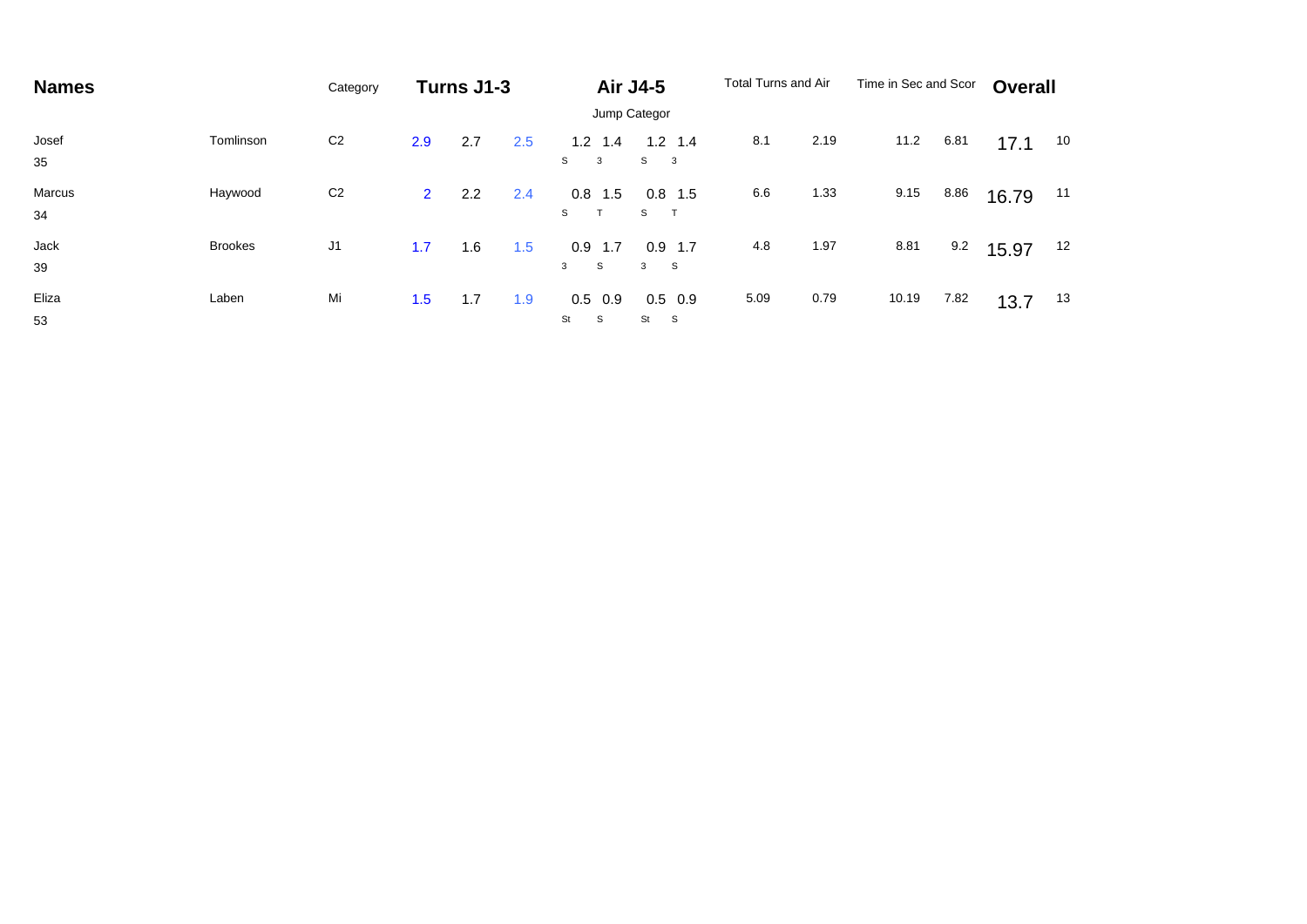| Names | | Category | Turns J1-3 | | | Air J4-5 | | | | Total Turns and Air | | Time in Sec and Scor | | Overall | |
|---|---|---|---|---|---|---|---|---|---|---|---|---|---|---|---|
| | | | | | | Jump Categor | | | | | | | | | |
| Josef<br>35 | Tomlinson | C2 | 2.9 | 2.7 | 2.5 | 1.2<br>S | 1.4<br>3 | 1.2<br>S | 1.4<br>3 | 8.1 | 2.19 | 11.2 | 6.81 | 17.1 | 10 |
| Marcus<br>34 | Haywood | C2 | 2 | 2.2 | 2.4 | 0.8<br>S | 1.5<br>T | 0.8<br>S | 1.5<br>T | 6.6 | 1.33 | 9.15 | 8.86 | 16.79 | 11 |
| Jack<br>39 | Brookes | J1 | 1.7 | 1.6 | 1.5 | 0.9<br>3 | 1.7<br>S | 0.9<br>3 | 1.7<br>S | 4.8 | 1.97 | 8.81 | 9.2 | 15.97 | 12 |
| Eliza<br>53 | Laben | Mi | 1.5 | 1.7 | 1.9 | 0.5<br>St | 0.9<br>S | 0.5<br>St | 0.9<br>S | 5.09 | 0.79 | 10.19 | 7.82 | 13.7 | 13 |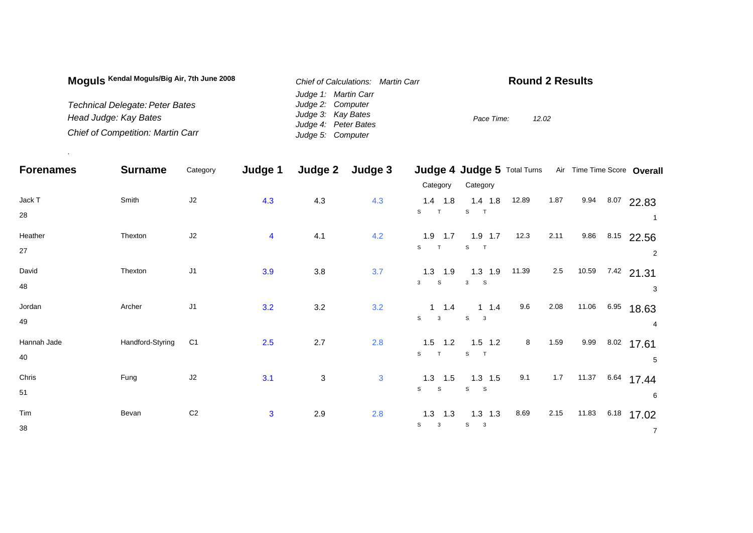**Moguls** **Kendal Moguls/Big Air, 7th June 2008**

*Technical Delegate: Peter Bates*
*Head Judge: Kay Bates*
*Chief of Competition: Martin Carr*

*Chief of Calculations: Martin Carr*
*Judge 1: Martin Carr*
*Judge 2: Computer*
*Judge 3: Kay Bates*
*Judge 4: Peter Bates*
*Judge 5: Computer*

## Round 2 Results

*Pace Time:* *12.02*

.

| Forenames | Surname | Category | Judge 1 | Judge 2 | Judge 3 | Judge 4 Category | | Judge 5 Category | | Total Turns | Air | Time | Time Score | Overall |
|---|---|---|---|---|---|---|---|---|---|---|---|---|---|---|
| Jack T<br>28 | Smith | J2 | 4.3 | 4.3 | 4.3 | 1.4<br>S | 1.8<br>T | 1.4<br>S | 1.8<br>T | 12.89 | 1.87 | 9.94 | 8.07 | 22.83<br>1 |
| Heather<br>27 | Thexton | J2 | 4 | 4.1 | 4.2 | 1.9<br>S | 1.7<br>T | 1.9<br>S | 1.7<br>T | 12.3 | 2.11 | 9.86 | 8.15 | 22.56<br>2 |
| David<br>48 | Thexton | J1 | 3.9 | 3.8 | 3.7 | 1.3<br>3 | 1.9<br>S | 1.3<br>3 | 1.9<br>S | 11.39 | 2.5 | 10.59 | 7.42 | 21.31<br>3 |
| Jordan<br>49 | Archer | J1 | 3.2 | 3.2 | 3.2 | 1<br>S | 1.4<br>3 | 1<br>S | 1.4<br>3 | 9.6 | 2.08 | 11.06 | 6.95 | 18.63<br>4 |
| Hannah Jade<br>40 | Handford-Styring | C1 | 2.5 | 2.7 | 2.8 | 1.5<br>S | 1.2<br>T | 1.5<br>S | 1.2<br>T | 8 | 1.59 | 9.99 | 8.02 | 17.61<br>5 |
| Chris<br>51 | Fung | J2 | 3.1 | 3 | 3 | 1.3<br>S | 1.5<br>S | 1.3<br>S | 1.5<br>S | 9.1 | 1.7 | 11.37 | 6.64 | 17.44<br>6 |
| Tim<br>38 | Bevan | C2 | 3 | 2.9 | 2.8 | 1.3<br>S | 1.3<br>3 | 1.3<br>S | 1.3<br>3 | 8.69 | 2.15 | 11.83 | 6.18 | 17.02<br>7 |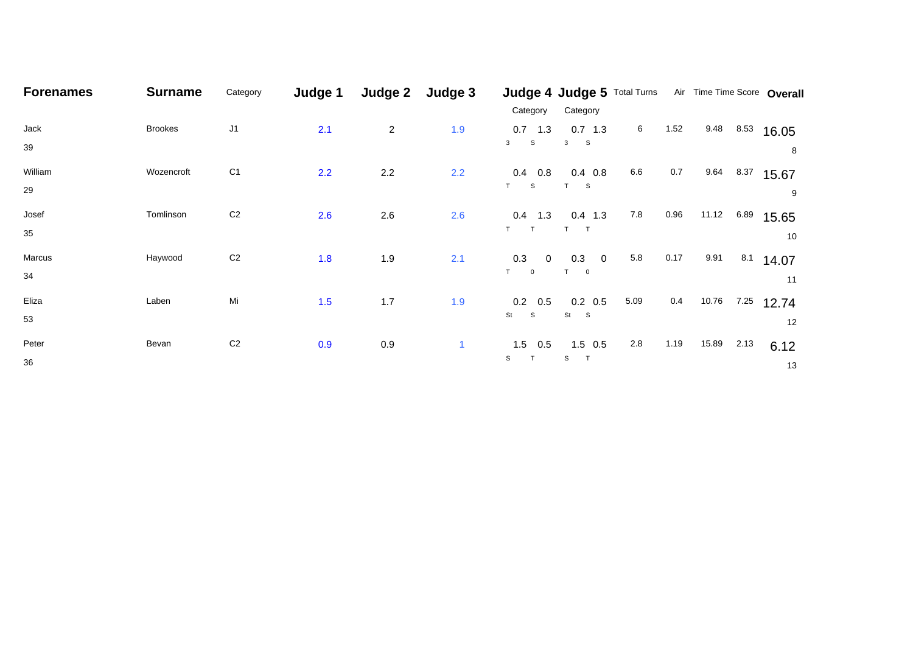| Forenames | Surname | Category | Judge 1 | Judge 2 | Judge 3 | Judge 4 Category | | Judge 5 Category | | Total Turns | Air | Time | Time Score | Overall |
|---|---|---|---|---|---|---|---|---|---|---|---|---|---|---|
| Jack 39 | Brookes | J1 | 2.1 | 2 | 1.9 | 0.7 3 | 1.3 S | 0.7 3 | 1.3 S | 6 | 1.52 | 9.48 | 8.53 | 16.05 8 |
| William 29 | Wozencroft | C1 | 2.2 | 2.2 | 2.2 | 0.4 T | 0.8 S | 0.4 T | 0.8 S | 6.6 | 0.7 | 9.64 | 8.37 | 15.67 9 |
| Josef 35 | Tomlinson | C2 | 2.6 | 2.6 | 2.6 | 0.4 T | 1.3 T | 0.4 T | 1.3 T | 7.8 | 0.96 | 11.12 | 6.89 | 15.65 10 |
| Marcus 34 | Haywood | C2 | 1.8 | 1.9 | 2.1 | 0.3 T | 0 0 | 0.3 T | 0 0 | 5.8 | 0.17 | 9.91 | 8.1 | 14.07 11 |
| Eliza 53 | Laben | Mi | 1.5 | 1.7 | 1.9 | 0.2 St | 0.5 S | 0.2 St | 0.5 S | 5.09 | 0.4 | 10.76 | 7.25 | 12.74 12 |
| Peter 36 | Bevan | C2 | 0.9 | 0.9 | 1 | 1.5 S | 0.5 T | 1.5 S | 0.5 T | 2.8 | 1.19 | 15.89 | 2.13 | 6.12 13 |